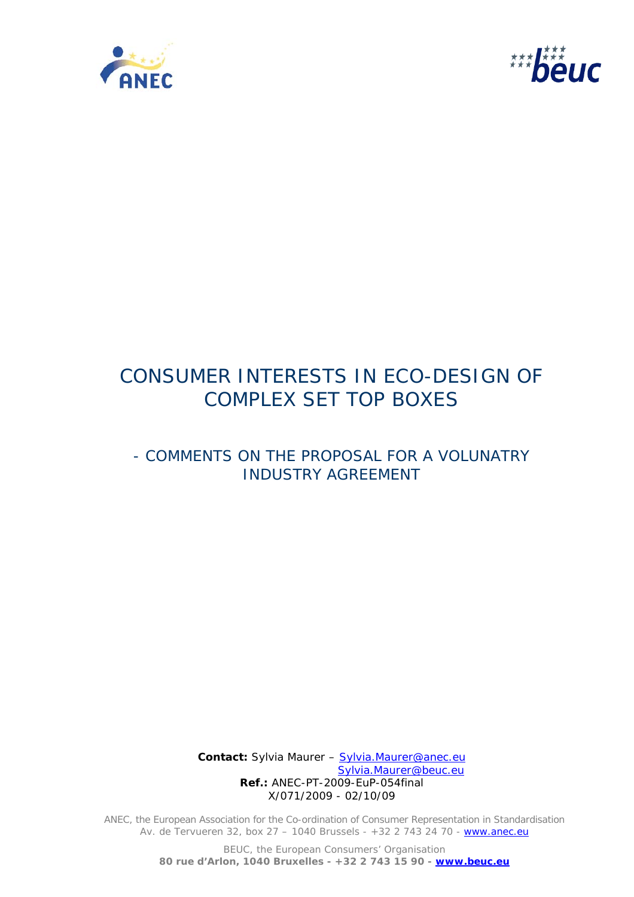# CONSUMER INTERESTS IN ECO-DESIGN OF COMPLEX SET TOP BOXES

## - COMMENTS ON THE PROPOSAL FOR A VOLUNATRY INDUSTRY AGREEMENT

**Contact:** Sylvia Maurer – Sylvia.Maurer@anec.eu
Sylvia.Maurer@beuc.eu
**Ref.:** ANEC-PT-2009-EuP-054final
X/071/2009 - 02/10/09

ANEC, the European Association for the Co-ordination of Consumer Representation in Standardisation
Av. de Tervueren 32, box 27 – 1040 Brussels - +32 2 743 24 70 - www.anec.eu

BEUC, the European Consumers' Organisation
**80 rue d'Arlon, 1040 Bruxelles - +32 2 743 15 90 - www.beuc.eu**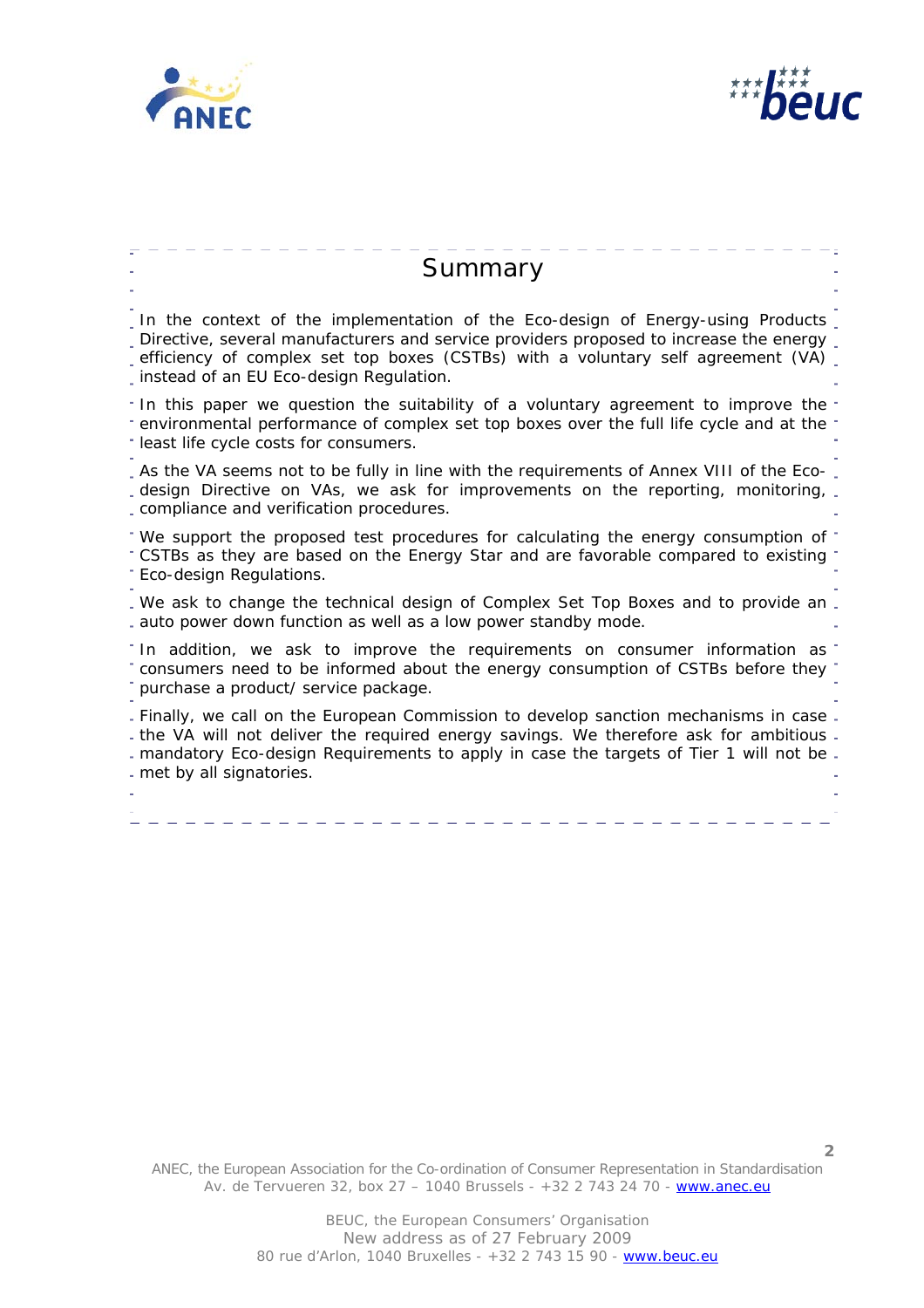## Summary

In the context of the implementation of the Eco-design of Energy-using Products Directive, several manufacturers and service providers proposed to increase the energy efficiency of complex set top boxes (CSTBs) with a voluntary self agreement (VA) instead of an EU Eco-design Regulation.

In this paper we question the suitability of a voluntary agreement to improve the environmental performance of complex set top boxes over the full life cycle and at the least life cycle costs for consumers.

As the VA seems not to be fully in line with the requirements of Annex VIII of the Eco-design Directive on VAs, we ask for improvements on the reporting, monitoring, compliance and verification procedures.

We support the proposed test procedures for calculating the energy consumption of CSTBs as they are based on the Energy Star and are favorable compared to existing Eco-design Regulations.

We ask to change the technical design of Complex Set Top Boxes and to provide an auto power down function as well as a low power standby mode.

In addition, we ask to improve the requirements on consumer information as consumers need to be informed about the energy consumption of CSTBs before they purchase a product/ service package.

Finally, we call on the European Commission to develop sanction mechanisms in case the VA will not deliver the required energy savings. We therefore ask for ambitious mandatory Eco-design Requirements to apply in case the targets of Tier 1 will not be met by all signatories.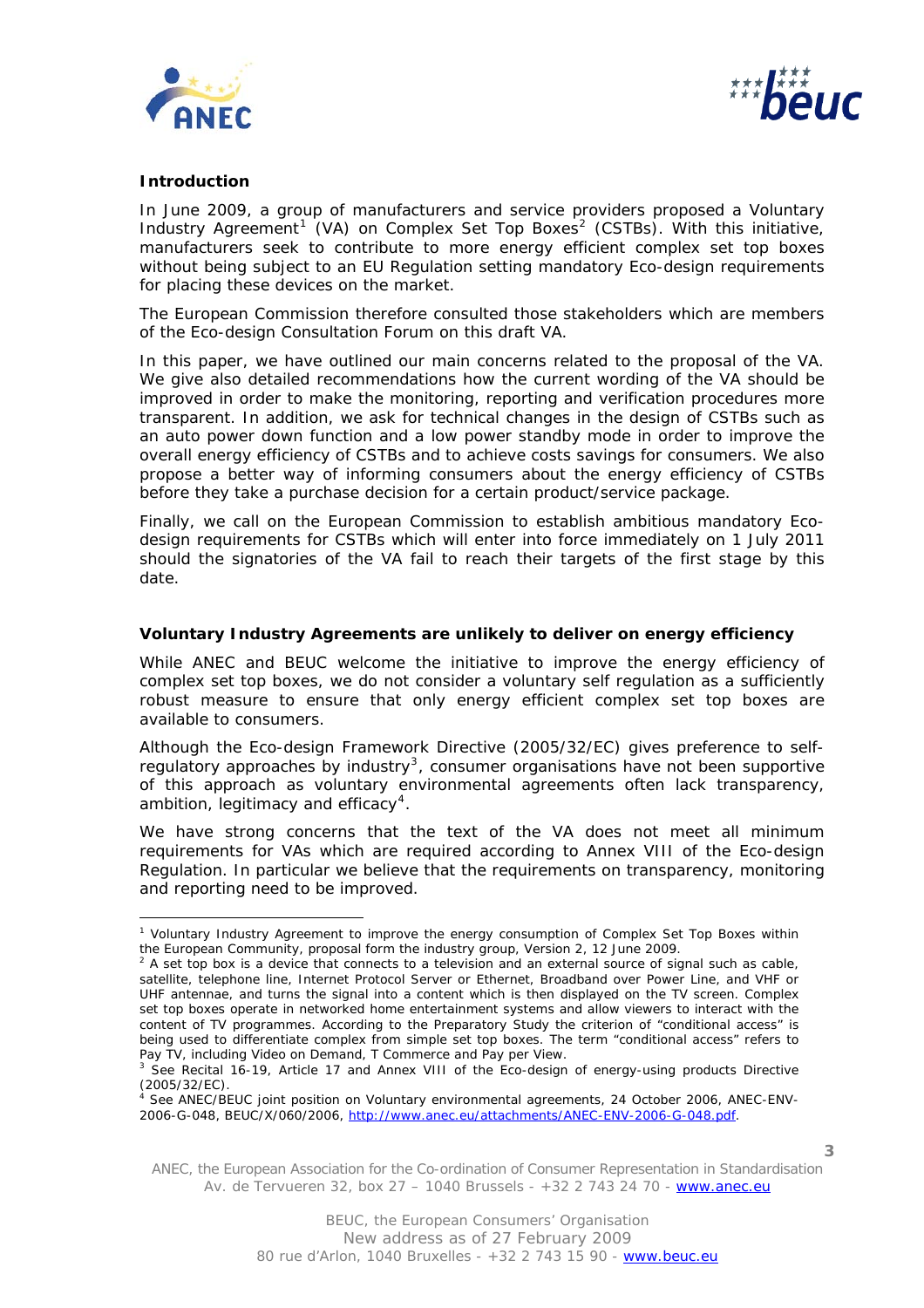## Introduction

In June 2009, a group of manufacturers and service providers proposed a Voluntary Industry Agreement[1] (VA) on Complex Set Top Boxes[2] (CSTBs). With this initiative, manufacturers seek to contribute to more energy efficient complex set top boxes without being subject to an EU Regulation setting mandatory Eco-design requirements for placing these devices on the market.

The European Commission therefore consulted those stakeholders which are members of the Eco-design Consultation Forum on this draft VA.

In this paper, we have outlined our main concerns related to the proposal of the VA. We give also detailed recommendations how the current wording of the VA should be improved in order to make the monitoring, reporting and verification procedures more transparent. In addition, we ask for technical changes in the design of CSTBs such as an auto power down function and a low power standby mode in order to improve the overall energy efficiency of CSTBs and to achieve costs savings for consumers. We also propose a better way of informing consumers about the energy efficiency of CSTBs before they take a purchase decision for a certain product/service package.

Finally, we call on the European Commission to establish ambitious mandatory Eco-design requirements for CSTBs which will enter into force immediately on 1 July 2011 should the signatories of the VA fail to reach their targets of the first stage by this date.

## Voluntary Industry Agreements are unlikely to deliver on energy efficiency

While ANEC and BEUC welcome the initiative to improve the energy efficiency of complex set top boxes, we do not consider a voluntary self regulation as a sufficiently robust measure to ensure that only energy efficient complex set top boxes are available to consumers.

Although the Eco-design Framework Directive (2005/32/EC) gives preference to self-regulatory approaches by industry[3], consumer organisations have not been supportive of this approach as voluntary environmental agreements often lack transparency, ambition, legitimacy and efficacy[4].

We have strong concerns that the text of the VA does not meet all minimum requirements for VAs which are required according to Annex VIII of the Eco-design Regulation. In particular we believe that the requirements on transparency, monitoring and reporting need to be improved.

---

[1] Voluntary Industry Agreement to improve the energy consumption of Complex Set Top Boxes within the European Community, proposal form the industry group, Version 2, 12 June 2009.

[2] A set top box is a device that connects to a television and an external source of signal such as cable, satellite, telephone line, Internet Protocol Server or Ethernet, Broadband over Power Line, and VHF or UHF antennae, and turns the signal into a content which is then displayed on the TV screen. Complex set top boxes operate in networked home entertainment systems and allow viewers to interact with the content of TV programmes. According to the Preparatory Study the criterion of "conditional access" is being used to differentiate complex from simple set top boxes. The term "conditional access" refers to Pay TV, including Video on Demand, T Commerce and Pay per View.

[3] See Recital 16-19, Article 17 and Annex VIII of the Eco-design of energy-using products Directive (2005/32/EC).

[4] See ANEC/BEUC joint position on Voluntary environmental agreements, 24 October 2006, ANEC-ENV-2006-G-048, BEUC/X/060/2006, http://www.anec.eu/attachments/ANEC-ENV-2006-G-048.pdf.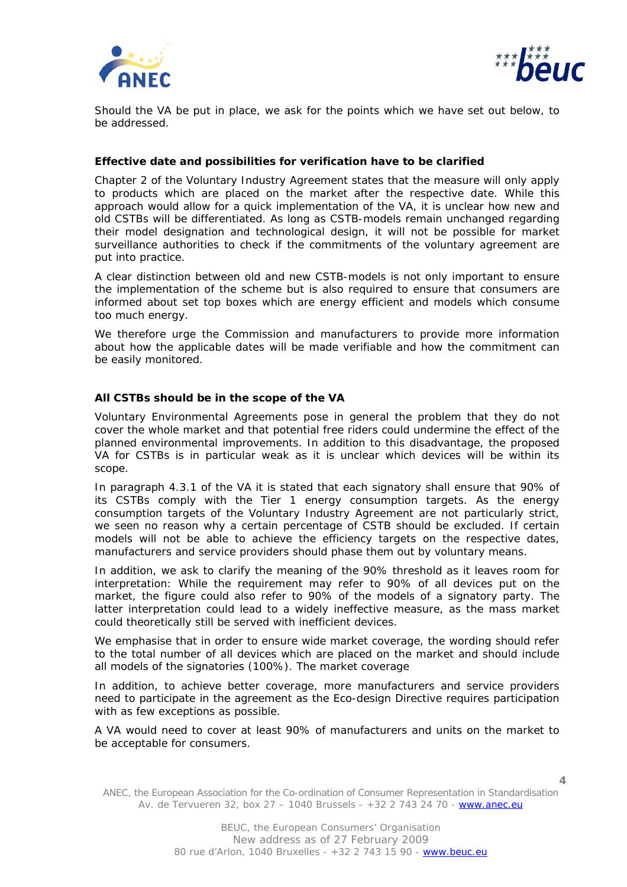Should the VA be put in place, we ask for the points which we have set out below, to be addressed.

**Effective date and possibilities for verification have to be clarified**

Chapter 2 of the Voluntary Industry Agreement states that the measure will only apply to products which are placed on the market after the respective date. While this approach would allow for a quick implementation of the VA, it is unclear how new and old CSTBs will be differentiated. As long as CSTB-models remain unchanged regarding their model designation and technological design, it will not be possible for market surveillance authorities to check if the commitments of the voluntary agreement are put into practice.

A clear distinction between old and new CSTB-models is not only important to ensure the implementation of the scheme but is also required to ensure that consumers are informed about set top boxes which are energy efficient and models which consume too much energy.

We therefore urge the Commission and manufacturers to provide more information about how the applicable dates will be made verifiable and how the commitment can be easily monitored.

**All CSTBs should be in the scope of the VA**

Voluntary Environmental Agreements pose in general the problem that they do not cover the whole market and that potential free riders could undermine the effect of the planned environmental improvements. In addition to this disadvantage, the proposed VA for CSTBs is in particular weak as it is unclear which devices will be within its scope.

In paragraph 4.3.1 of the VA it is stated that each signatory shall ensure that 90% of its CSTBs comply with the Tier 1 energy consumption targets. As the energy consumption targets of the Voluntary Industry Agreement are not particularly strict, we seen no reason why a certain percentage of CSTB should be excluded. If certain models will not be able to achieve the efficiency targets on the respective dates, manufacturers and service providers should phase them out by voluntary means.

In addition, we ask to clarify the meaning of the 90% threshold as it leaves room for interpretation: While the requirement may refer to 90% of all devices put on the market, the figure could also refer to 90% of the models of a signatory party. The latter interpretation could lead to a widely ineffective measure, as the mass market could theoretically still be served with inefficient devices.

We emphasise that in order to ensure wide market coverage, the wording should refer to the total number of all devices which are placed on the market and should include all models of the signatories (100%). The market coverage

In addition, to achieve better coverage, more manufacturers and service providers need to participate in the agreement as the Eco-design Directive requires participation with as few exceptions as possible.

A VA would need to cover at least 90% of manufacturers and units on the market to be acceptable for consumers.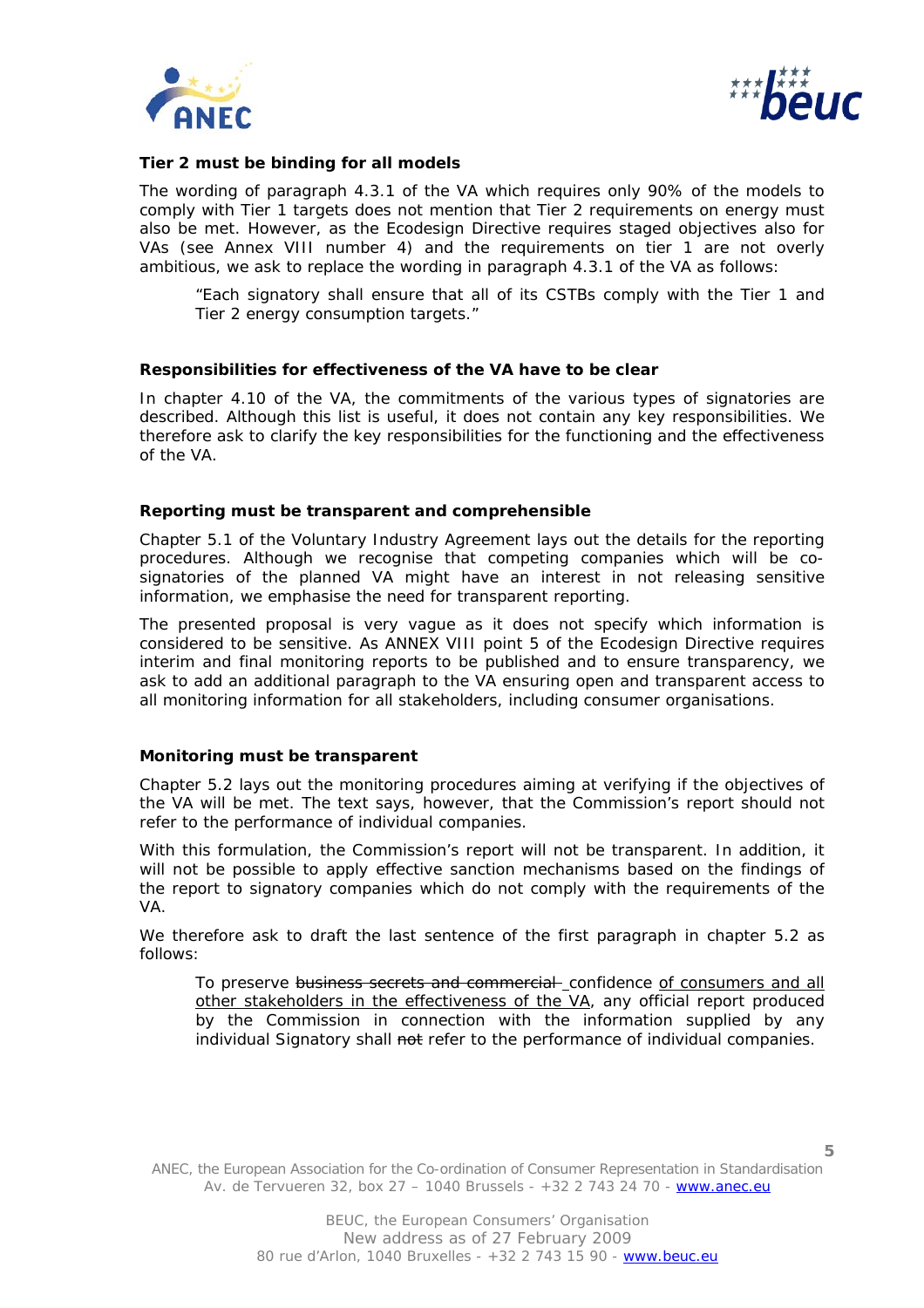**Tier 2 must be binding for all models**

The wording of paragraph 4.3.1 of the VA which requires only 90% of the models to comply with Tier 1 targets does not mention that Tier 2 requirements on energy must also be met. However, as the Ecodesign Directive requires staged objectives also for VAs (see Annex VIII number 4) and the requirements on tier 1 are not overly ambitious, we ask to replace the wording in paragraph 4.3.1 of the VA as follows:

> "Each signatory shall ensure that all of its CSTBs comply with the Tier 1 and Tier 2 energy consumption targets."

**Responsibilities for effectiveness of the VA have to be clear**

In chapter 4.10 of the VA, the commitments of the various types of signatories are described. Although this list is useful, it does not contain any key responsibilities. We therefore ask to clarify the key responsibilities for the functioning and the effectiveness of the VA.

**Reporting must be transparent and comprehensible**

Chapter 5.1 of the Voluntary Industry Agreement lays out the details for the reporting procedures. Although we recognise that competing companies which will be co-signatories of the planned VA might have an interest in not releasing sensitive information, we emphasise the need for transparent reporting.

The presented proposal is very vague as it does not specify which information is considered to be sensitive. As ANNEX VIII point 5 of the Ecodesign Directive requires interim and final monitoring reports to be published and to ensure transparency, we ask to add an additional paragraph to the VA ensuring open and transparent access to all monitoring information for all stakeholders, including consumer organisations.

**Monitoring must be transparent**

Chapter 5.2 lays out the monitoring procedures aiming at verifying if the objectives of the VA will be met. The text says, however, that the Commission's report should not refer to the performance of individual companies.

With this formulation, the Commission's report will not be transparent. In addition, it will not be possible to apply effective sanction mechanisms based on the findings of the report to signatory companies which do not comply with the requirements of the VA.

We therefore ask to draft the last sentence of the first paragraph in chapter 5.2 as follows:

> To preserve ~~business secrets and commercial~~ confidence <u>of consumers and all other stakeholders in the effectiveness of the VA</u>, any official report produced by the Commission in connection with the information supplied by any individual Signatory shall ~~not~~ refer to the performance of individual companies.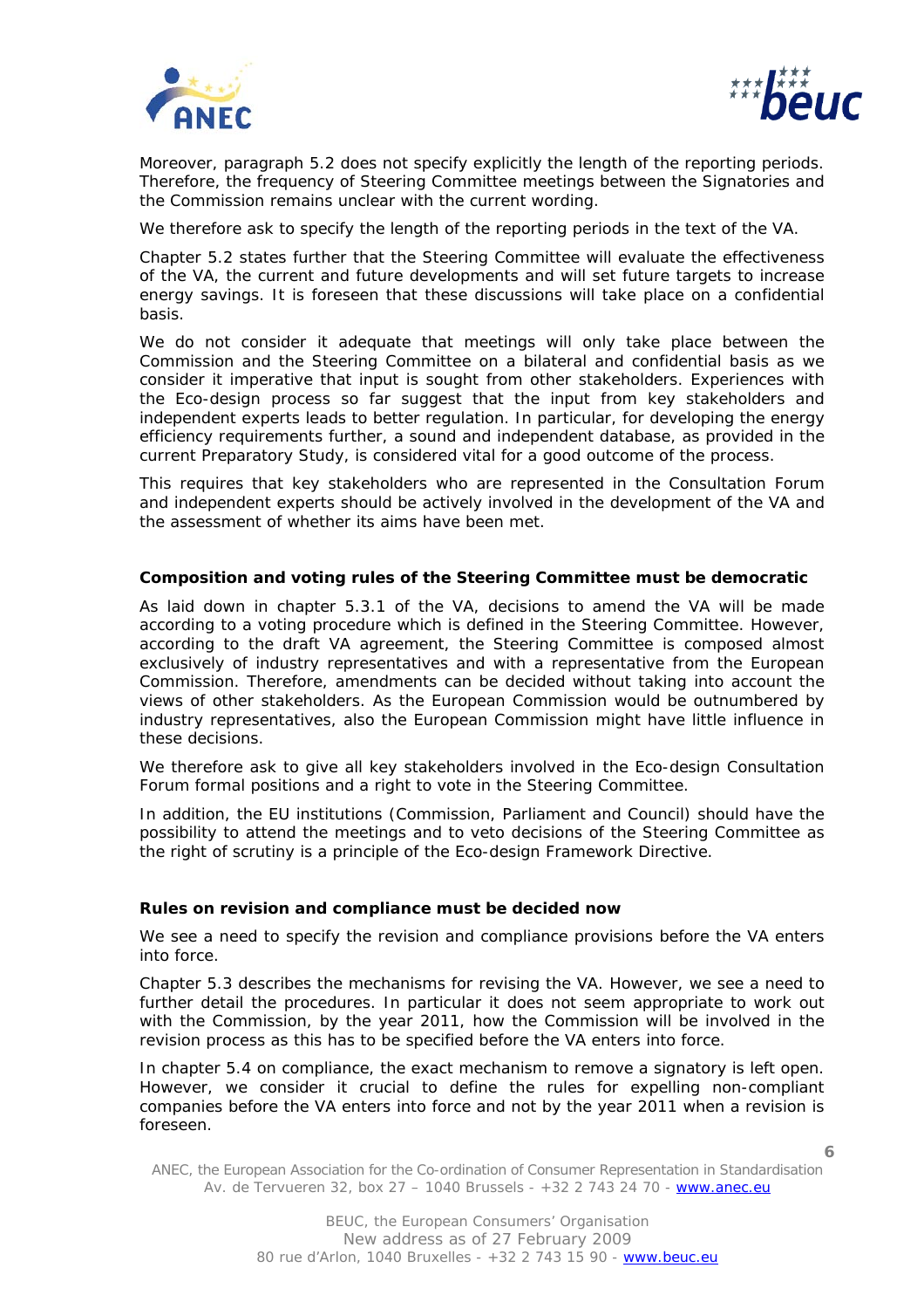Moreover, paragraph 5.2 does not specify explicitly the length of the reporting periods. Therefore, the frequency of Steering Committee meetings between the Signatories and the Commission remains unclear with the current wording.

We therefore ask to specify the length of the reporting periods in the text of the VA.

Chapter 5.2 states further that the Steering Committee will evaluate the effectiveness of the VA, the current and future developments and will set future targets to increase energy savings. It is foreseen that these discussions will take place on a confidential basis.

We do not consider it adequate that meetings will only take place between the Commission and the Steering Committee on a bilateral and confidential basis as we consider it imperative that input is sought from other stakeholders. Experiences with the Eco-design process so far suggest that the input from key stakeholders and independent experts leads to better regulation. In particular, for developing the energy efficiency requirements further, a sound and independent database, as provided in the current Preparatory Study, is considered vital for a good outcome of the process.

This requires that key stakeholders who are represented in the Consultation Forum and independent experts should be actively involved in the development of the VA and the assessment of whether its aims have been met.

**Composition and voting rules of the Steering Committee must be democratic**

As laid down in chapter 5.3.1 of the VA, decisions to amend the VA will be made according to a voting procedure which is defined in the Steering Committee. However, according to the draft VA agreement, the Steering Committee is composed almost exclusively of industry representatives and with a representative from the European Commission. Therefore, amendments can be decided without taking into account the views of other stakeholders. As the European Commission would be outnumbered by industry representatives, also the European Commission might have little influence in these decisions.

We therefore ask to give all key stakeholders involved in the Eco-design Consultation Forum formal positions and a right to vote in the Steering Committee.

In addition, the EU institutions (Commission, Parliament and Council) should have the possibility to attend the meetings and to veto decisions of the Steering Committee as the right of scrutiny is a principle of the Eco-design Framework Directive.

**Rules on revision and compliance must be decided now**

We see a need to specify the revision and compliance provisions before the VA enters into force.

Chapter 5.3 describes the mechanisms for revising the VA. However, we see a need to further detail the procedures. In particular it does not seem appropriate to work out with the Commission, by the year 2011, how the Commission will be involved in the revision process as this has to be specified before the VA enters into force.

In chapter 5.4 on compliance, the exact mechanism to remove a signatory is left open. However, we consider it crucial to define the rules for expelling non-compliant companies before the VA enters into force and not by the year 2011 when a revision is foreseen.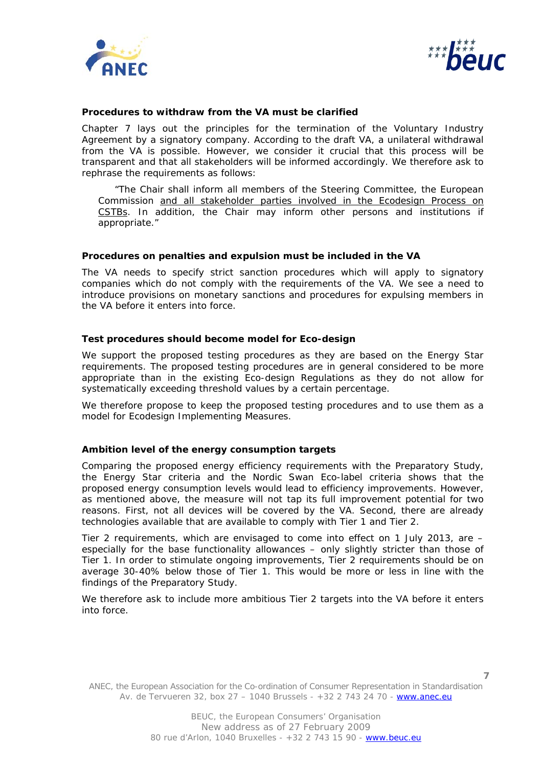**Procedures to withdraw from the VA must be clarified**

Chapter 7 lays out the principles for the termination of the Voluntary Industry Agreement by a signatory company. According to the draft VA, a unilateral withdrawal from the VA is possible. However, we consider it crucial that this process will be transparent and that all stakeholders will be informed accordingly. We therefore ask to rephrase the requirements as follows:

> "The Chair shall inform all members of the Steering Committee, the European Commission <u>and all stakeholder parties involved in the Ecodesign Process on CSTBs</u>. In addition, the Chair may inform other persons and institutions if appropriate."

**Procedures on penalties and expulsion must be included in the VA**

The VA needs to specify strict sanction procedures which will apply to signatory companies which do not comply with the requirements of the VA. We see a need to introduce provisions on monetary sanctions and procedures for expulsing members in the VA before it enters into force.

**Test procedures should become model for Eco-design**

We support the proposed testing procedures as they are based on the Energy Star requirements. The proposed testing procedures are in general considered to be more appropriate than in the existing Eco-design Regulations as they do not allow for systematically exceeding threshold values by a certain percentage.

We therefore propose to keep the proposed testing procedures and to use them as a model for Ecodesign Implementing Measures.

**Ambition level of the energy consumption targets**

Comparing the proposed energy efficiency requirements with the Preparatory Study, the Energy Star criteria and the Nordic Swan Eco-label criteria shows that the proposed energy consumption levels would lead to efficiency improvements. However, as mentioned above, the measure will not tap its full improvement potential for two reasons. First, not all devices will be covered by the VA. Second, there are already technologies available that are available to comply with Tier 1 and Tier 2.

Tier 2 requirements, which are envisaged to come into effect on 1 July 2013, are – especially for the base functionality allowances – only slightly stricter than those of Tier 1. In order to stimulate ongoing improvements, Tier 2 requirements should be on average 30-40% below those of Tier 1. This would be more or less in line with the findings of the Preparatory Study.

We therefore ask to include more ambitious Tier 2 targets into the VA before it enters into force.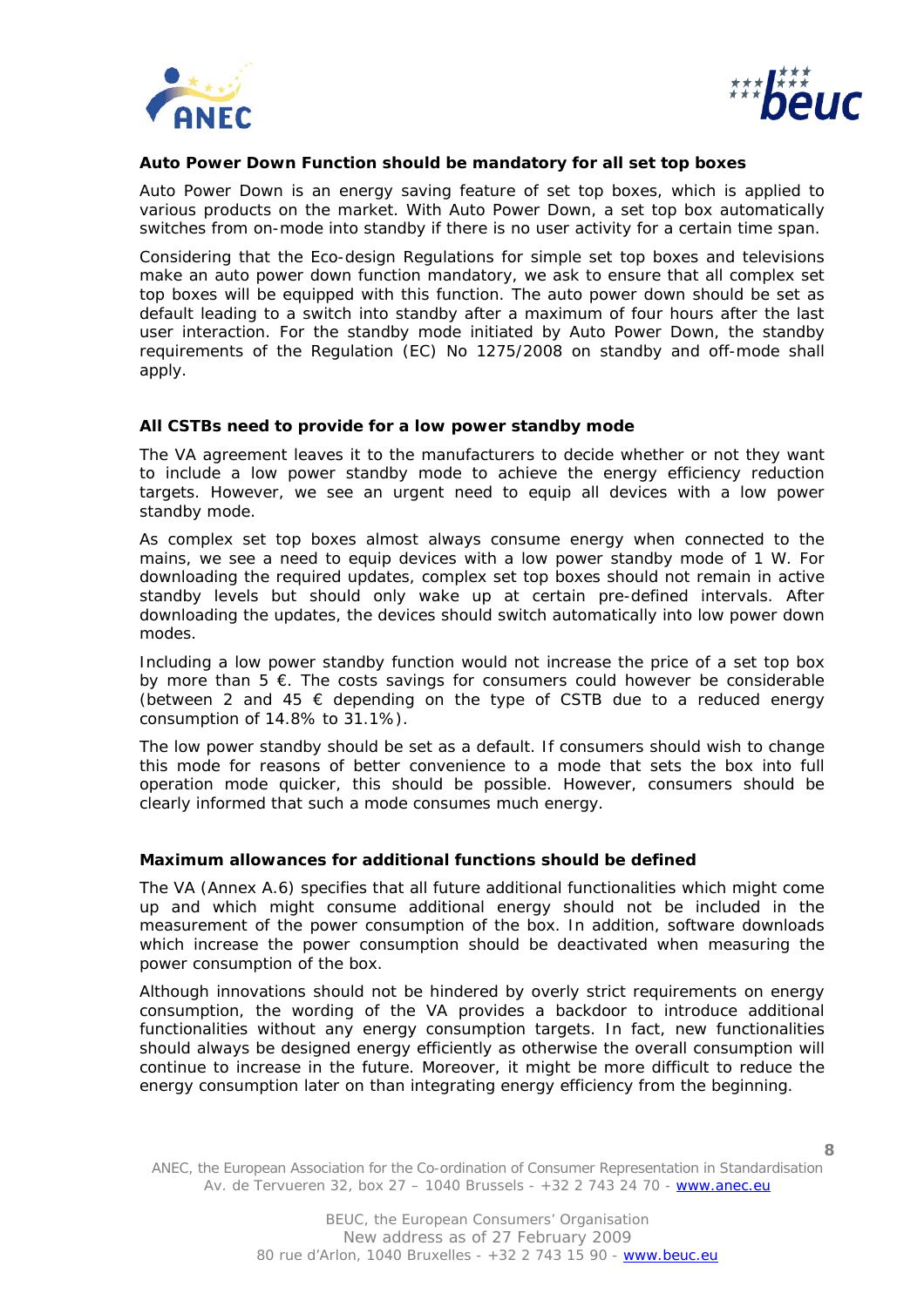**Auto Power Down Function should be mandatory for all set top boxes**

Auto Power Down is an energy saving feature of set top boxes, which is applied to various products on the market. With Auto Power Down, a set top box automatically switches from on-mode into standby if there is no user activity for a certain time span.

Considering that the Eco-design Regulations for simple set top boxes and televisions make an auto power down function mandatory, we ask to ensure that all complex set top boxes will be equipped with this function. The auto power down should be set as default leading to a switch into standby after a maximum of four hours after the last user interaction. For the standby mode initiated by Auto Power Down, the standby requirements of the Regulation (EC) No 1275/2008 on standby and off-mode shall apply.

**All CSTBs need to provide for a low power standby mode**

The VA agreement leaves it to the manufacturers to decide whether or not they want to include a low power standby mode to achieve the energy efficiency reduction targets. However, we see an urgent need to equip all devices with a low power standby mode.

As complex set top boxes almost always consume energy when connected to the mains, we see a need to equip devices with a low power standby mode of 1 W. For downloading the required updates, complex set top boxes should not remain in active standby levels but should only wake up at certain pre-defined intervals. After downloading the updates, the devices should switch automatically into low power down modes.

Including a low power standby function would not increase the price of a set top box by more than 5 €. The costs savings for consumers could however be considerable (between 2 and 45 € depending on the type of CSTB due to a reduced energy consumption of 14.8% to 31.1%).

The low power standby should be set as a default. If consumers should wish to change this mode for reasons of better convenience to a mode that sets the box into full operation mode quicker, this should be possible. However, consumers should be clearly informed that such a mode consumes much energy.

**Maximum allowances for additional functions should be defined**

The VA (Annex A.6) specifies that all future additional functionalities which might come up and which might consume additional energy should not be included in the measurement of the power consumption of the box. In addition, software downloads which increase the power consumption should be deactivated when measuring the power consumption of the box.

Although innovations should not be hindered by overly strict requirements on energy consumption, the wording of the VA provides a backdoor to introduce additional functionalities without any energy consumption targets. In fact, new functionalities should always be designed energy efficiently as otherwise the overall consumption will continue to increase in the future. Moreover, it might be more difficult to reduce the energy consumption later on than integrating energy efficiency from the beginning.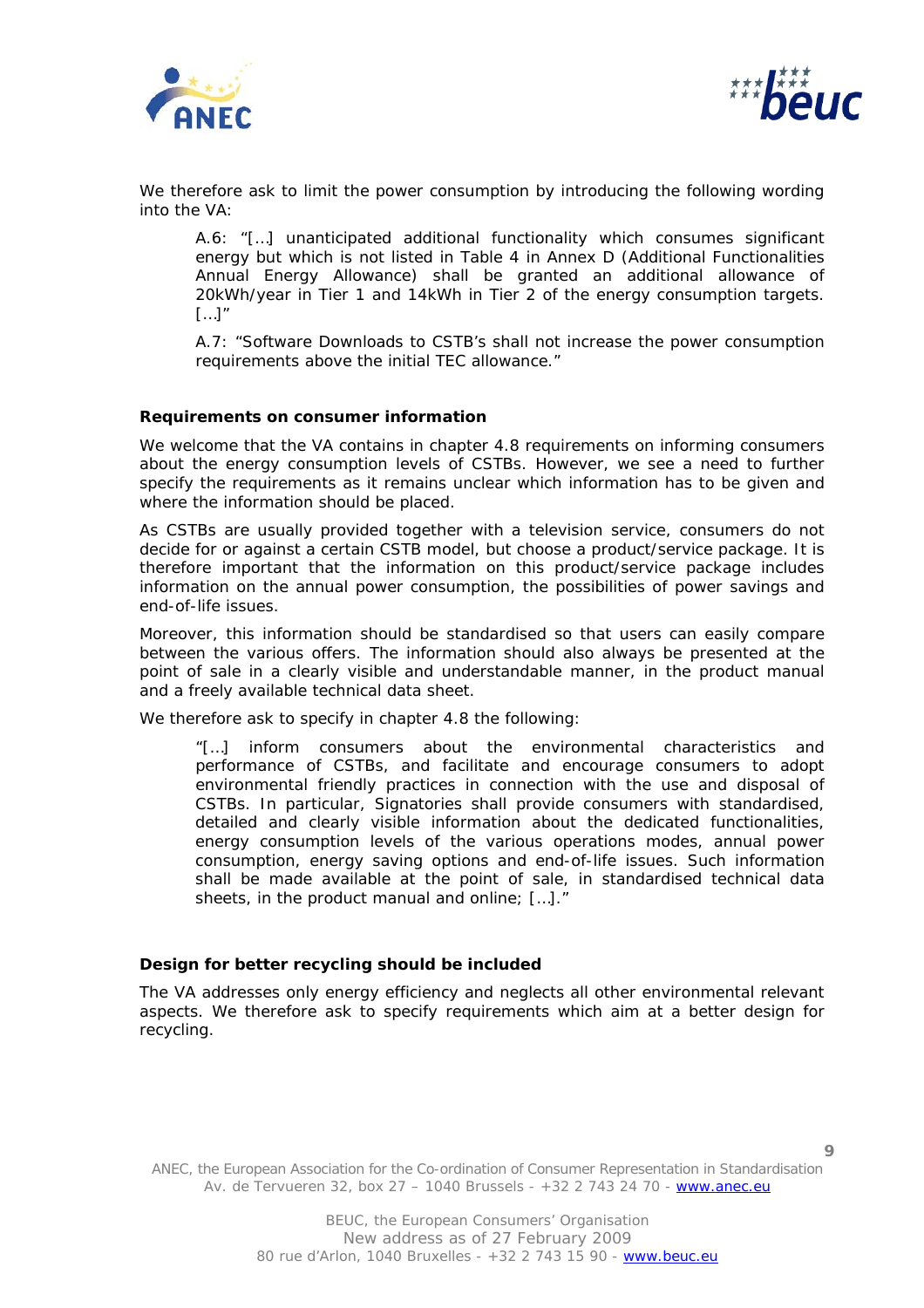We therefore ask to limit the power consumption by introducing the following wording into the VA:

> A.6: "[…] unanticipated additional functionality which consumes significant energy but which is not listed in Table 4 in Annex D (Additional Functionalities Annual Energy Allowance) shall be granted an additional allowance of 20kWh/year in Tier 1 and 14kWh in Tier 2 of the energy consumption targets. […]"
>
> A.7: "Software Downloads to CSTB's shall not increase the power consumption requirements above the initial TEC allowance."

**Requirements on consumer information**

We welcome that the VA contains in chapter 4.8 requirements on informing consumers about the energy consumption levels of CSTBs. However, we see a need to further specify the requirements as it remains unclear which information has to be given and where the information should be placed.

As CSTBs are usually provided together with a television service, consumers do not decide for or against a certain CSTB model, but choose a product/service package. It is therefore important that the information on this product/service package includes information on the annual power consumption, the possibilities of power savings and end-of-life issues.

Moreover, this information should be standardised so that users can easily compare between the various offers. The information should also always be presented at the point of sale in a clearly visible and understandable manner, in the product manual and a freely available technical data sheet.

We therefore ask to specify in chapter 4.8 the following:

> "[…] inform consumers about the environmental characteristics and performance of CSTBs, and facilitate and encourage consumers to adopt environmental friendly practices in connection with the use and disposal of CSTBs. In particular, Signatories shall provide consumers with standardised, detailed and clearly visible information about the dedicated functionalities, energy consumption levels of the various operations modes, annual power consumption, energy saving options and end-of-life issues. Such information shall be made available at the point of sale, in standardised technical data sheets, in the product manual and online; […]."

**Design for better recycling should be included**

The VA addresses only energy efficiency and neglects all other environmental relevant aspects. We therefore ask to specify requirements which aim at a better design for recycling.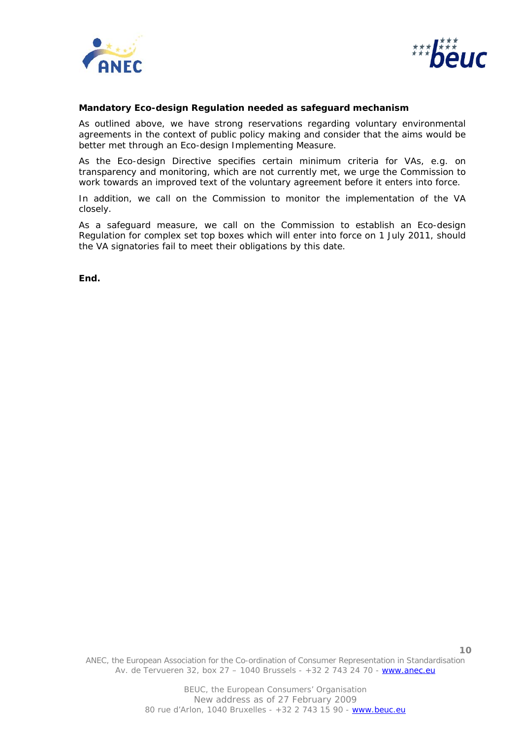**Mandatory Eco-design Regulation needed as safeguard mechanism**

As outlined above, we have strong reservations regarding voluntary environmental agreements in the context of public policy making and consider that the aims would be better met through an Eco-design Implementing Measure.

As the Eco-design Directive specifies certain minimum criteria for VAs, e.g. on transparency and monitoring, which are not currently met, we urge the Commission to work towards an improved text of the voluntary agreement before it enters into force.

In addition, we call on the Commission to monitor the implementation of the VA closely.

As a safeguard measure, we call on the Commission to establish an Eco-design Regulation for complex set top boxes which will enter into force on 1 July 2011, should the VA signatories fail to meet their obligations by this date.

**End.**